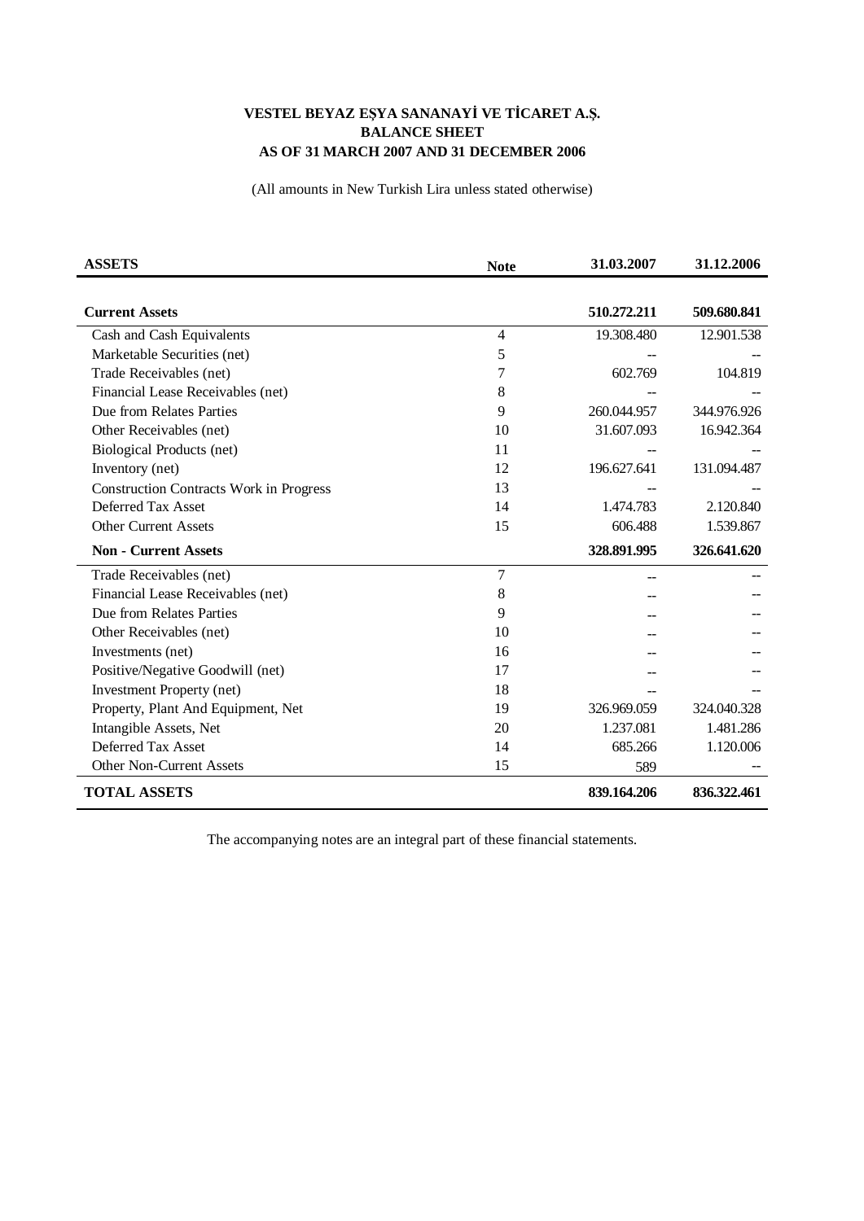**VESTEL BEYAZ EŞYA SANANAYİ VE TİCARET A.Ş.**
**BALANCE SHEET**
**AS OF 31 MARCH 2007 AND 31 DECEMBER 2006**

(All amounts in New Turkish Lira unless stated otherwise)

| ASSETS | Note | 31.03.2007 | 31.12.2006 |
|---|---|---|---|
| **Current Assets** | | **510.272.211** | **509.680.841** |
| Cash and Cash Equivalents | 4 | 19.308.480 | 12.901.538 |
| Marketable Securities (net) | 5 | -- | -- |
| Trade Receivables (net) | 7 | 602.769 | 104.819 |
| Financial Lease Receivables (net) | 8 | -- | -- |
| Due from Relates Parties | 9 | 260.044.957 | 344.976.926 |
| Other Receivables (net) | 10 | 31.607.093 | 16.942.364 |
| Biological Products (net) | 11 | -- | -- |
| Inventory (net) | 12 | 196.627.641 | 131.094.487 |
| Construction Contracts Work in Progress | 13 | -- | -- |
| Deferred Tax Asset | 14 | 1.474.783 | 2.120.840 |
| Other Current Assets | 15 | 606.488 | 1.539.867 |
| **Non - Current Assets** | | **328.891.995** | **326.641.620** |
| Trade Receivables (net) | 7 | -- | -- |
| Financial Lease Receivables (net) | 8 | -- | -- |
| Due from Relates Parties | 9 | -- | -- |
| Other Receivables (net) | 10 | -- | -- |
| Investments (net) | 16 | -- | -- |
| Positive/Negative Goodwill (net) | 17 | -- | -- |
| Investment Property (net) | 18 | -- | -- |
| Property, Plant And Equipment, Net | 19 | 326.969.059 | 324.040.328 |
| Intangible Assets, Net | 20 | 1.237.081 | 1.481.286 |
| Deferred Tax Asset | 14 | 685.266 | 1.120.006 |
| Other Non-Current Assets | 15 | 589 | -- |
| **TOTAL ASSETS** | | **839.164.206** | **836.322.461** |

The accompanying notes are an integral part of these financial statements.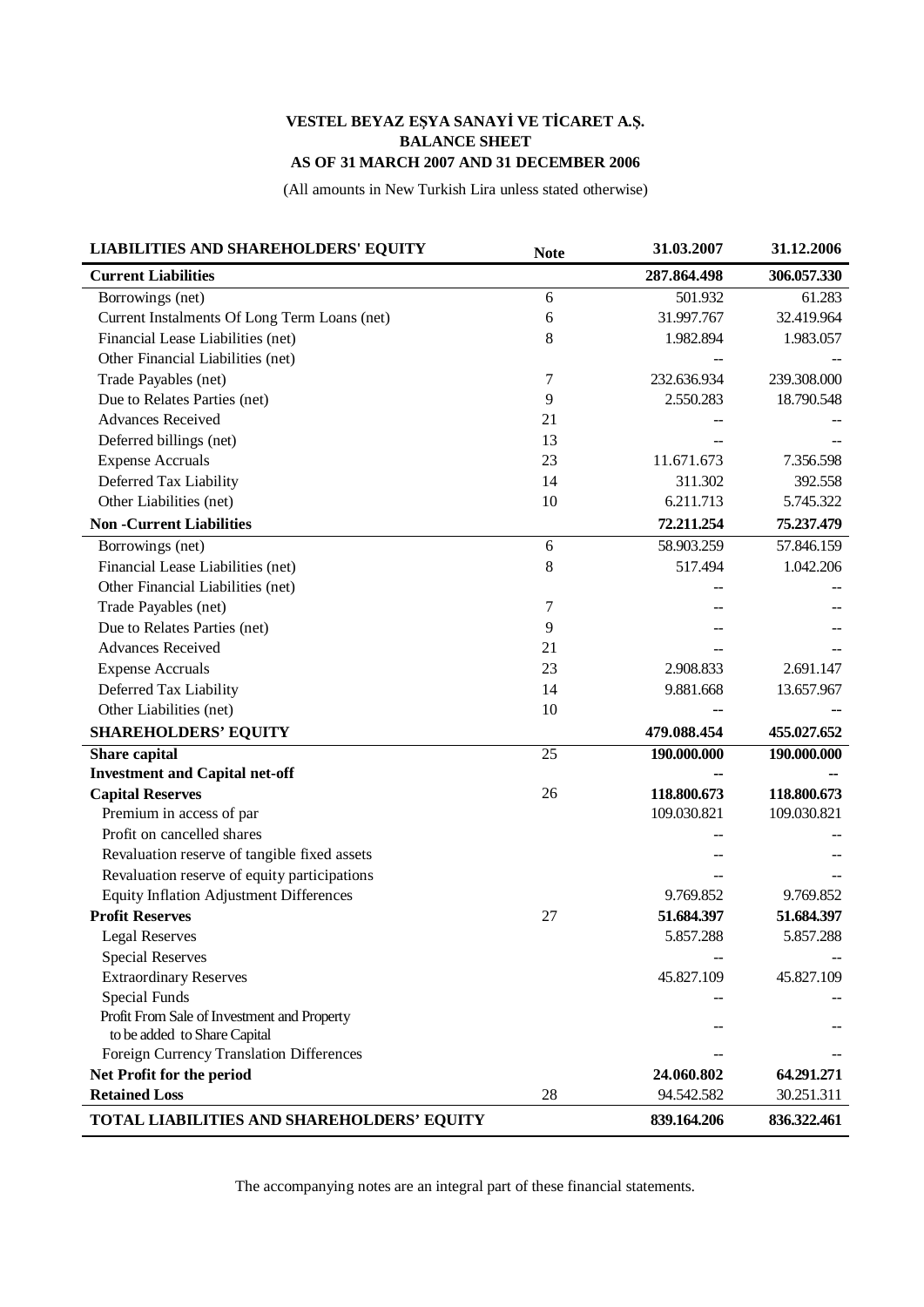**VESTEL BEYAZ EŞYA SANAYİ VE TİCARET A.Ş.**
**BALANCE SHEET**
**AS OF 31 MARCH 2007 AND 31 DECEMBER 2006**

(All amounts in New Turkish Lira unless stated otherwise)

| LIABILITIES AND SHAREHOLDERS' EQUITY | Note | 31.03.2007 | 31.12.2006 |
|---|---|---|---|
| **Current Liabilities** | | **287.864.498** | **306.057.330** |
| Borrowings (net) | 6 | 501.932 | 61.283 |
| Current Instalments Of Long Term Loans (net) | 6 | 31.997.767 | 32.419.964 |
| Financial Lease Liabilities (net) | 8 | 1.982.894 | 1.983.057 |
| Other Financial Liabilities (net) | | -- | -- |
| Trade Payables (net) | 7 | 232.636.934 | 239.308.000 |
| Due to Relates Parties (net) | 9 | 2.550.283 | 18.790.548 |
| Advances Received | 21 | -- | -- |
| Deferred billings (net) | 13 | -- | -- |
| Expense Accruals | 23 | 11.671.673 | 7.356.598 |
| Deferred Tax Liability | 14 | 311.302 | 392.558 |
| Other Liabilities (net) | 10 | 6.211.713 | 5.745.322 |
| **Non -Current Liabilities** | | **72.211.254** | **75.237.479** |
| Borrowings (net) | 6 | 58.903.259 | 57.846.159 |
| Financial Lease Liabilities (net) | 8 | 517.494 | 1.042.206 |
| Other Financial Liabilities (net) | | -- | -- |
| Trade Payables (net) | 7 | -- | -- |
| Due to Relates Parties (net) | 9 | -- | -- |
| Advances Received | 21 | -- | -- |
| Expense Accruals | 23 | 2.908.833 | 2.691.147 |
| Deferred Tax Liability | 14 | 9.881.668 | 13.657.967 |
| Other Liabilities (net) | 10 | -- | -- |
| **SHAREHOLDERS' EQUITY** | | **479.088.454** | **455.027.652** |
| **Share capital** | 25 | **190.000.000** | **190.000.000** |
| **Investment and Capital net-off** | | -- | -- |
| **Capital Reserves** | 26 | **118.800.673** | **118.800.673** |
| Premium in access of par | | 109.030.821 | 109.030.821 |
| Profit on cancelled shares | | -- | -- |
| Revaluation reserve of tangible fixed assets | | -- | -- |
| Revaluation reserve of equity participations | | -- | -- |
| Equity Inflation Adjustment Differences | | 9.769.852 | 9.769.852 |
| **Profit Reserves** | 27 | **51.684.397** | **51.684.397** |
| Legal Reserves | | 5.857.288 | 5.857.288 |
| Special Reserves | | -- | -- |
| Extraordinary Reserves | | 45.827.109 | 45.827.109 |
| Special Funds | | -- | -- |
| Profit From Sale of Investment and Property to be added to Share Capital | | -- | -- |
| Foreign Currency Translation Differences | | -- | -- |
| **Net Profit for the period** | | **24.060.802** | **64.291.271** |
| **Retained Loss** | 28 | 94.542.582 | 30.251.311 |
| **TOTAL LIABILITIES AND SHAREHOLDERS' EQUITY** | | **839.164.206** | **836.322.461** |

The accompanying notes are an integral part of these financial statements.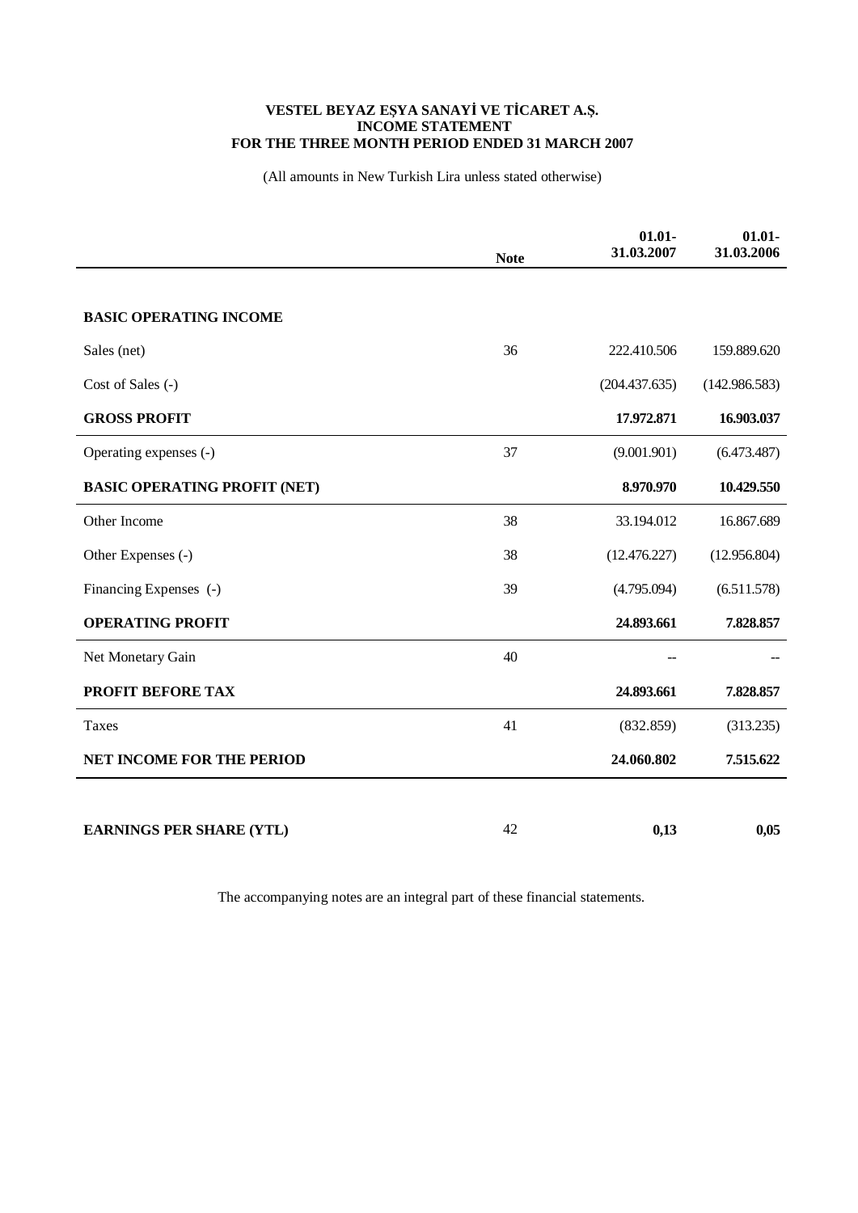**VESTEL BEYAZ EŞYA SANAYİ VE TİCARET A.Ş.**
**INCOME STATEMENT**
**FOR THE THREE MONTH PERIOD ENDED 31 MARCH 2007**

(All amounts in New Turkish Lira unless stated otherwise)

| | Note | 01.01-31.03.2007 | 01.01-31.03.2006 |
|---|---|---|---|
| **BASIC OPERATING INCOME** | | | |
| Sales (net) | 36 | 222.410.506 | 159.889.620 |
| Cost of Sales (-) | | (204.437.635) | (142.986.583) |
| **GROSS PROFIT** | | **17.972.871** | **16.903.037** |
| Operating expenses (-) | 37 | (9.001.901) | (6.473.487) |
| **BASIC OPERATING PROFIT (NET)** | | **8.970.970** | **10.429.550** |
| Other Income | 38 | 33.194.012 | 16.867.689 |
| Other Expenses (-) | 38 | (12.476.227) | (12.956.804) |
| Financing Expenses (-) | 39 | (4.795.094) | (6.511.578) |
| **OPERATING PROFIT** | | **24.893.661** | **7.828.857** |
| Net Monetary Gain | 40 | -- | -- |
| **PROFIT BEFORE TAX** | | **24.893.661** | **7.828.857** |
| Taxes | 41 | (832.859) | (313.235) |
| **NET INCOME FOR THE PERIOD** | | **24.060.802** | **7.515.622** |
| **EARNINGS PER SHARE (YTL)** | 42 | **0,13** | **0,05** |

The accompanying notes are an integral part of these financial statements.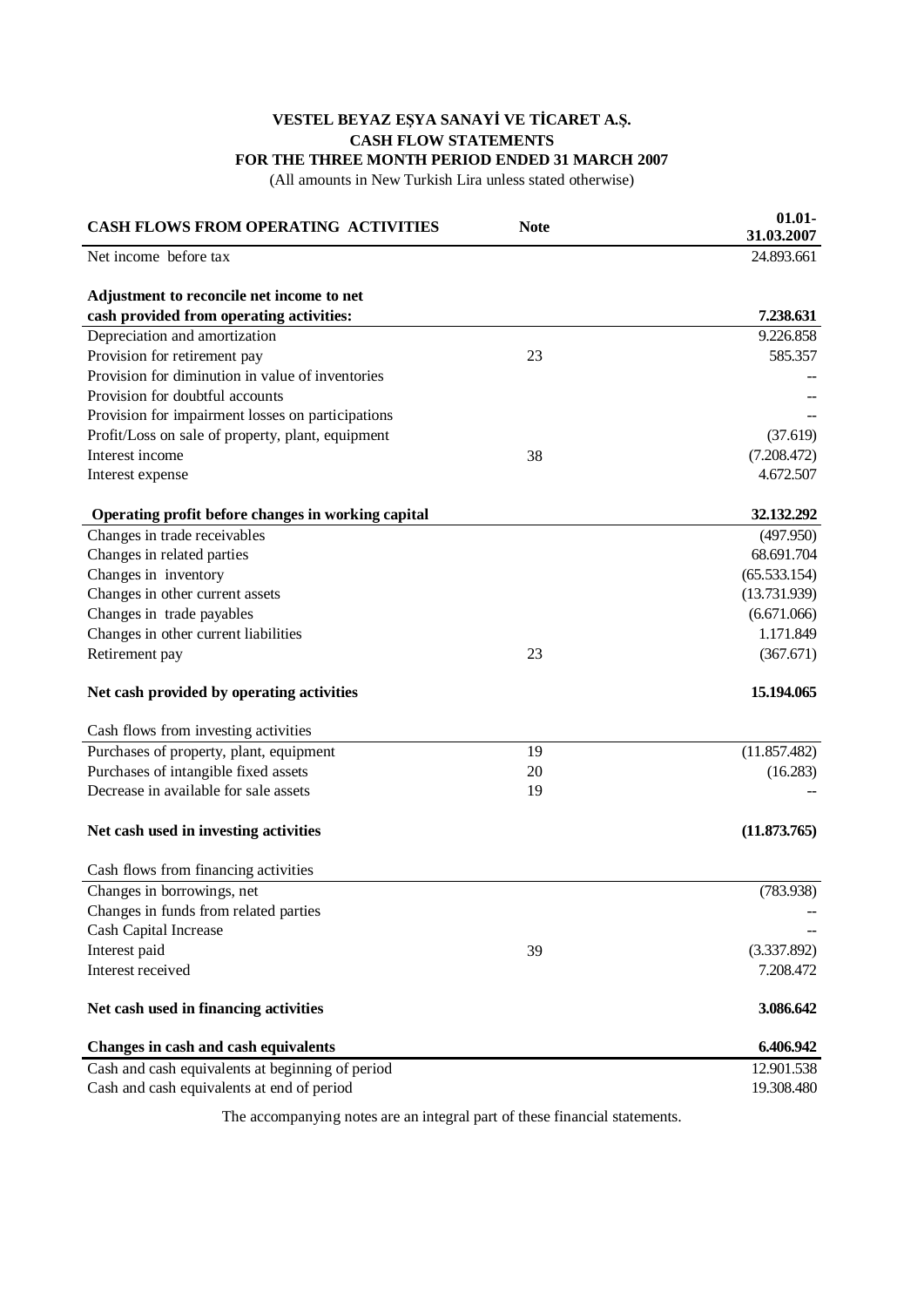**VESTEL BEYAZ EŞYA SANAYİ VE TİCARET A.Ş.**
**CASH FLOW STATEMENTS**
**FOR THE THREE MONTH PERIOD ENDED 31 MARCH 2007**

(All amounts in New Turkish Lira unless stated otherwise)

| **CASH FLOWS FROM OPERATING ACTIVITIES** | **Note** | **01.01-31.03.2007** |
|---|---|---|
| Net income before tax | | 24.893.661 |
| | | |
| **Adjustment to reconcile net income to net cash provided from operating activities:** | | **7.238.631** |
| Depreciation and amortization | | 9.226.858 |
| Provision for retirement pay | 23 | 585.357 |
| Provision for diminution in value of inventories | | -- |
| Provision for doubtful accounts | | -- |
| Provision for impairment losses on participations | | -- |
| Profit/Loss on sale of property, plant, equipment | | (37.619) |
| Interest income | 38 | (7.208.472) |
| Interest expense | | 4.672.507 |
| | | |
| **Operating profit before changes in working capital** | | **32.132.292** |
| Changes in trade receivables | | (497.950) |
| Changes in related parties | | 68.691.704 |
| Changes in inventory | | (65.533.154) |
| Changes in other current assets | | (13.731.939) |
| Changes in trade payables | | (6.671.066) |
| Changes in other current liabilities | | 1.171.849 |
| Retirement pay | 23 | (367.671) |
| | | |
| **Net cash provided by operating activities** | | **15.194.065** |
| | | |
| Cash flows from investing activities | | |
| Purchases of property, plant, equipment | 19 | (11.857.482) |
| Purchases of intangible fixed assets | 20 | (16.283) |
| Decrease in available for sale assets | 19 | -- |
| | | |
| **Net cash used in investing activities** | | **(11.873.765)** |
| | | |
| Cash flows from financing activities | | |
| Changes in borrowings, net | | (783.938) |
| Changes in funds from related parties | | -- |
| Cash Capital Increase | | -- |
| Interest paid | 39 | (3.337.892) |
| Interest received | | 7.208.472 |
| | | |
| **Net cash used in financing activities** | | **3.086.642** |
| | | |
| **Changes in cash and cash equivalents** | | **6.406.942** |
| Cash and cash equivalents at beginning of period | | 12.901.538 |
| Cash and cash equivalents at end of period | | 19.308.480 |

The accompanying notes are an integral part of these financial statements.